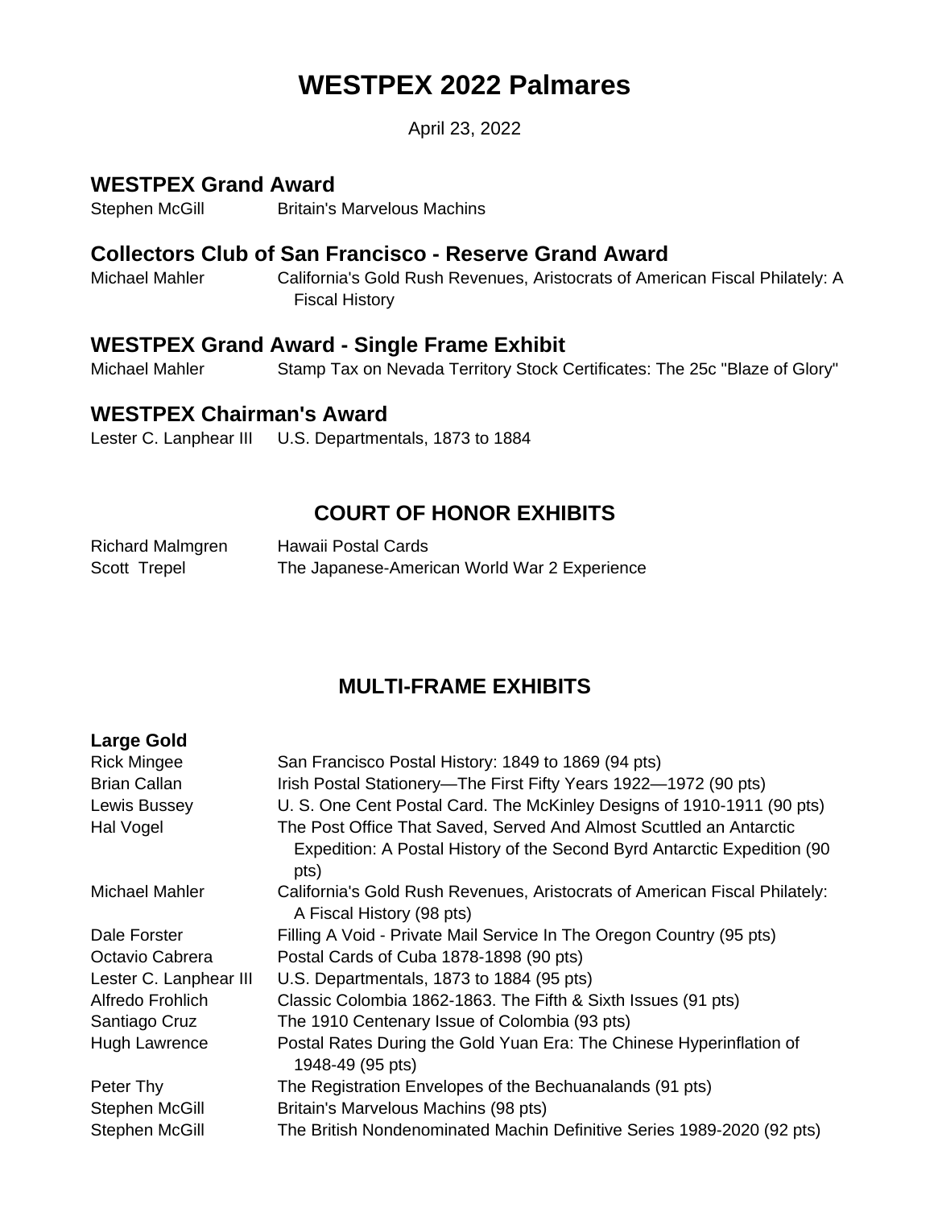# WESTPEX 2022 Palmares

April 23, 2022

## WESTPEX Grand Award

Stephen McGill — Britain's Marvelous Machins

## Collectors Club of San Francisco - Reserve Grand Award

Michael Mahler — California's Gold Rush Revenues, Aristocrats of American Fiscal Philately: A Fiscal History

## WESTPEX Grand Award - Single Frame Exhibit

Michael Mahler — Stamp Tax on Nevada Territory Stock Certificates: The 25c "Blaze of Glory"

## WESTPEX Chairman's Award

Lester C. Lanphear III — U.S. Departmentals, 1873 to 1884

## COURT OF HONOR EXHIBITS

| | |
|---|---|
| Richard Malmgren | Hawaii Postal Cards |
| Scott Trepel | The Japanese-American World War 2 Experience |

## MULTI-FRAME EXHIBITS

### Large Gold

| | |
|---|---|
| Rick Mingee | San Francisco Postal History: 1849 to 1869 (94 pts) |
| Brian Callan | Irish Postal Stationery—The First Fifty Years 1922—1972 (90 pts) |
| Lewis Bussey | U. S. One Cent Postal Card. The McKinley Designs of 1910-1911 (90 pts) |
| Hal Vogel | The Post Office That Saved, Served And Almost Scuttled an Antarctic Expedition: A Postal History of the Second Byrd Antarctic Expedition (90 pts) |
| Michael Mahler | California's Gold Rush Revenues, Aristocrats of American Fiscal Philately: A Fiscal History (98 pts) |
| Dale Forster | Filling A Void - Private Mail Service In The Oregon Country (95 pts) |
| Octavio Cabrera | Postal Cards of Cuba 1878-1898 (90 pts) |
| Lester C. Lanphear III | U.S. Departmentals, 1873 to 1884 (95 pts) |
| Alfredo Frohlich | Classic Colombia 1862-1863. The Fifth & Sixth Issues (91 pts) |
| Santiago Cruz | The 1910 Centenary Issue of Colombia (93 pts) |
| Hugh Lawrence | Postal Rates During the Gold Yuan Era: The Chinese Hyperinflation of 1948-49 (95 pts) |
| Peter Thy | The Registration Envelopes of the Bechuanalands (91 pts) |
| Stephen McGill | Britain's Marvelous Machins (98 pts) |
| Stephen McGill | The British Nondenominated Machin Definitive Series 1989-2020 (92 pts) |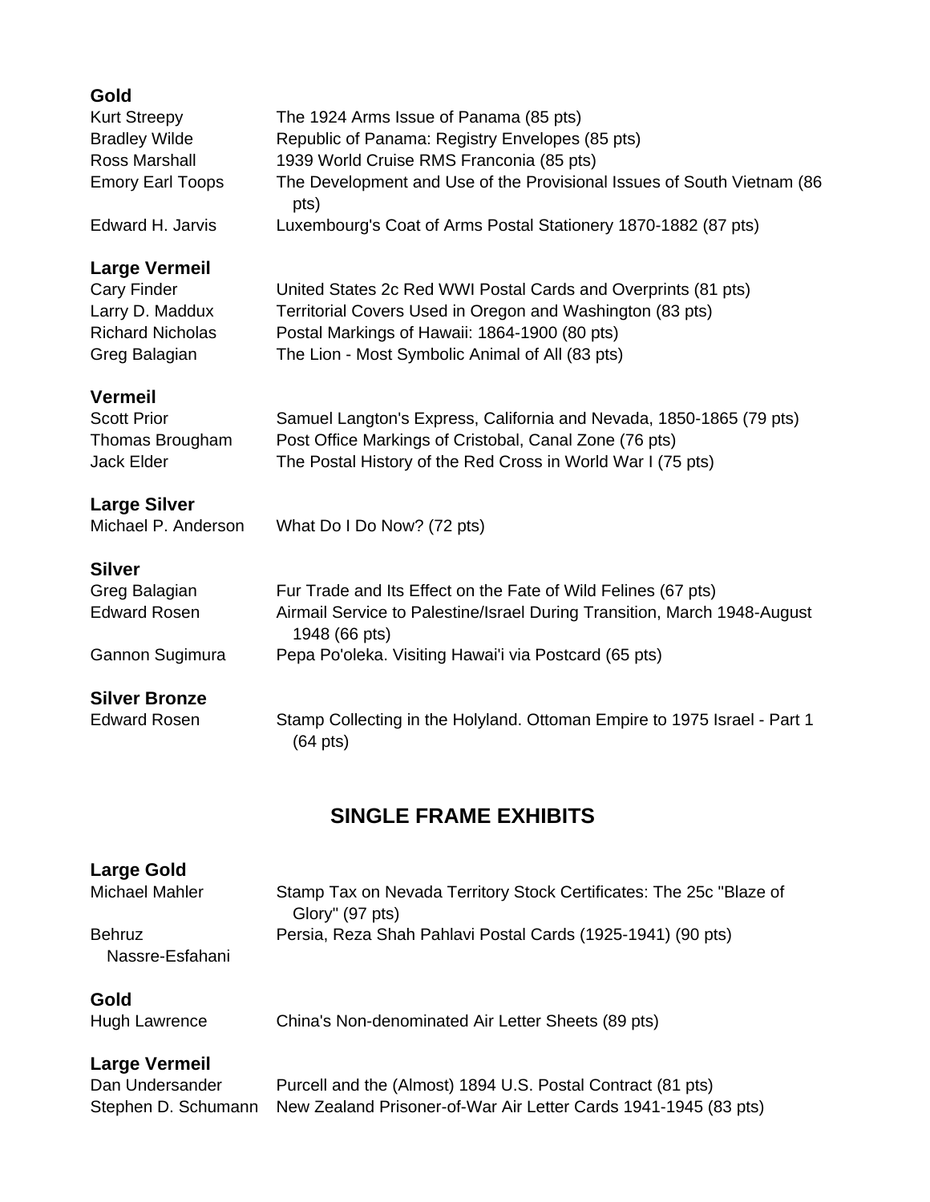### Gold

| | |
|---|---|
| Kurt Streepy | The 1924 Arms Issue of Panama (85 pts) |
| Bradley Wilde | Republic of Panama: Registry Envelopes (85 pts) |
| Ross Marshall | 1939 World Cruise RMS Franconia (85 pts) |
| Emory Earl Toops | The Development and Use of the Provisional Issues of South Vietnam (86 pts) |
| Edward H. Jarvis | Luxembourg's Coat of Arms Postal Stationery 1870-1882 (87 pts) |

### Large Vermeil

| | |
|---|---|
| Cary Finder | United States 2c Red WWI Postal Cards and Overprints (81 pts) |
| Larry D. Maddux | Territorial Covers Used in Oregon and Washington (83 pts) |
| Richard Nicholas | Postal Markings of Hawaii: 1864-1900 (80 pts) |
| Greg Balagian | The Lion - Most Symbolic Animal of All (83 pts) |

### Vermeil

| | |
|---|---|
| Scott Prior | Samuel Langton's Express, California and Nevada, 1850-1865 (79 pts) |
| Thomas Brougham | Post Office Markings of Cristobal, Canal Zone (76 pts) |
| Jack Elder | The Postal History of the Red Cross in World War I (75 pts) |

### Large Silver

| | |
|---|---|
| Michael P. Anderson | What Do I Do Now? (72 pts) |

### Silver

| | |
|---|---|
| Greg Balagian | Fur Trade and Its Effect on the Fate of Wild Felines (67 pts) |
| Edward Rosen | Airmail Service to Palestine/Israel During Transition, March 1948-August 1948 (66 pts) |
| Gannon Sugimura | Pepa Po'oleka. Visiting Hawai'i via Postcard (65 pts) |

### Silver Bronze

| | |
|---|---|
| Edward Rosen | Stamp Collecting in the Holyland. Ottoman Empire to 1975 Israel - Part 1 (64 pts) |

## SINGLE FRAME EXHIBITS

### Large Gold

| | |
|---|---|
| Michael Mahler | Stamp Tax on Nevada Territory Stock Certificates: The 25c "Blaze of Glory" (97 pts) |
| Behruz Nassre-Esfahani | Persia, Reza Shah Pahlavi Postal Cards (1925-1941) (90 pts) |

### Gold

| | |
|---|---|
| Hugh Lawrence | China's Non-denominated Air Letter Sheets (89 pts) |

### Large Vermeil

| | |
|---|---|
| Dan Undersander | Purcell and the (Almost) 1894 U.S. Postal Contract (81 pts) |
| Stephen D. Schumann | New Zealand Prisoner-of-War Air Letter Cards 1941-1945 (83 pts) |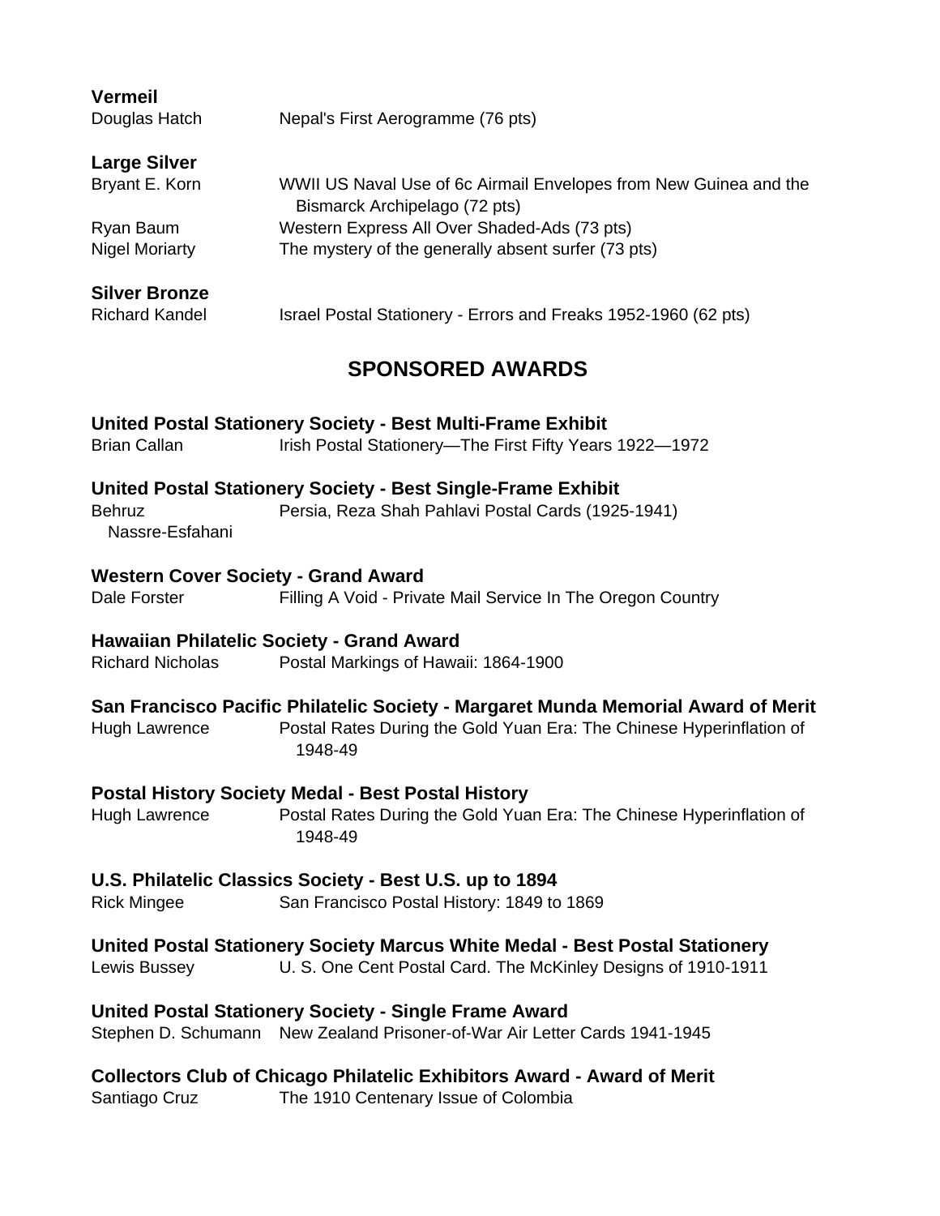**Vermeil**

Douglas Hatch — Nepal's First Aerogramme (76 pts)

**Large Silver**

Bryant E. Korn — WWII US Naval Use of 6c Airmail Envelopes from New Guinea and the Bismarck Archipelago (72 pts)

Ryan Baum — Western Express All Over Shaded-Ads (73 pts)

Nigel Moriarty — The mystery of the generally absent surfer (73 pts)

**Silver Bronze**

Richard Kandel — Israel Postal Stationery - Errors and Freaks 1952-1960 (62 pts)

## SPONSORED AWARDS

**United Postal Stationery Society - Best Multi-Frame Exhibit**

Brian Callan — Irish Postal Stationery—The First Fifty Years 1922—1972

**United Postal Stationery Society - Best Single-Frame Exhibit**

Behruz Nassre-Esfahani — Persia, Reza Shah Pahlavi Postal Cards (1925-1941)

**Western Cover Society - Grand Award**

Dale Forster — Filling A Void - Private Mail Service In The Oregon Country

**Hawaiian Philatelic Society - Grand Award**

Richard Nicholas — Postal Markings of Hawaii: 1864-1900

**San Francisco Pacific Philatelic Society - Margaret Munda Memorial Award of Merit**

Hugh Lawrence — Postal Rates During the Gold Yuan Era: The Chinese Hyperinflation of 1948-49

**Postal History Society Medal - Best Postal History**

Hugh Lawrence — Postal Rates During the Gold Yuan Era: The Chinese Hyperinflation of 1948-49

**U.S. Philatelic Classics Society - Best U.S. up to 1894**

Rick Mingee — San Francisco Postal History: 1849 to 1869

**United Postal Stationery Society Marcus White Medal - Best Postal Stationery**

Lewis Bussey — U. S. One Cent Postal Card. The McKinley Designs of 1910-1911

**United Postal Stationery Society - Single Frame Award**

Stephen D. Schumann — New Zealand Prisoner-of-War Air Letter Cards 1941-1945

**Collectors Club of Chicago Philatelic Exhibitors Award - Award of Merit**

Santiago Cruz — The 1910 Centenary Issue of Colombia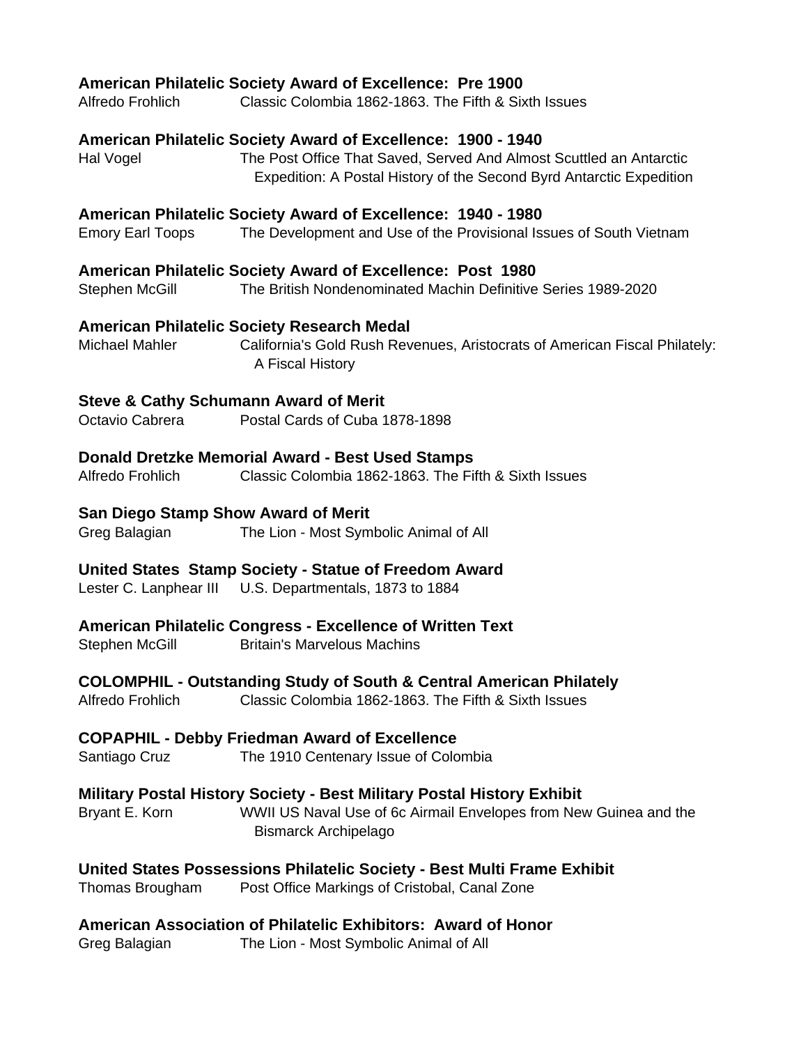**American Philatelic Society Award of Excellence: Pre 1900**
Alfredo Frohlich — Classic Colombia 1862-1863. The Fifth & Sixth Issues

**American Philatelic Society Award of Excellence: 1900 - 1940**
Hal Vogel — The Post Office That Saved, Served And Almost Scuttled an Antarctic Expedition: A Postal History of the Second Byrd Antarctic Expedition

**American Philatelic Society Award of Excellence: 1940 - 1980**
Emory Earl Toops — The Development and Use of the Provisional Issues of South Vietnam

**American Philatelic Society Award of Excellence: Post 1980**
Stephen McGill — The British Nondenominated Machin Definitive Series 1989-2020

**American Philatelic Society Research Medal**
Michael Mahler — California's Gold Rush Revenues, Aristocrats of American Fiscal Philately: A Fiscal History

**Steve & Cathy Schumann Award of Merit**
Octavio Cabrera — Postal Cards of Cuba 1878-1898

**Donald Dretzke Memorial Award - Best Used Stamps**
Alfredo Frohlich — Classic Colombia 1862-1863. The Fifth & Sixth Issues

**San Diego Stamp Show Award of Merit**
Greg Balagian — The Lion - Most Symbolic Animal of All

**United States Stamp Society - Statue of Freedom Award**
Lester C. Lanphear III — U.S. Departmentals, 1873 to 1884

**American Philatelic Congress - Excellence of Written Text**
Stephen McGill — Britain's Marvelous Machins

**COLOMPHIL - Outstanding Study of South & Central American Philately**
Alfredo Frohlich — Classic Colombia 1862-1863. The Fifth & Sixth Issues

**COPAPHIL - Debby Friedman Award of Excellence**
Santiago Cruz — The 1910 Centenary Issue of Colombia

**Military Postal History Society - Best Military Postal History Exhibit**
Bryant E. Korn — WWII US Naval Use of 6c Airmail Envelopes from New Guinea and the Bismarck Archipelago

**United States Possessions Philatelic Society - Best Multi Frame Exhibit**
Thomas Brougham — Post Office Markings of Cristobal, Canal Zone

**American Association of Philatelic Exhibitors: Award of Honor**
Greg Balagian — The Lion - Most Symbolic Animal of All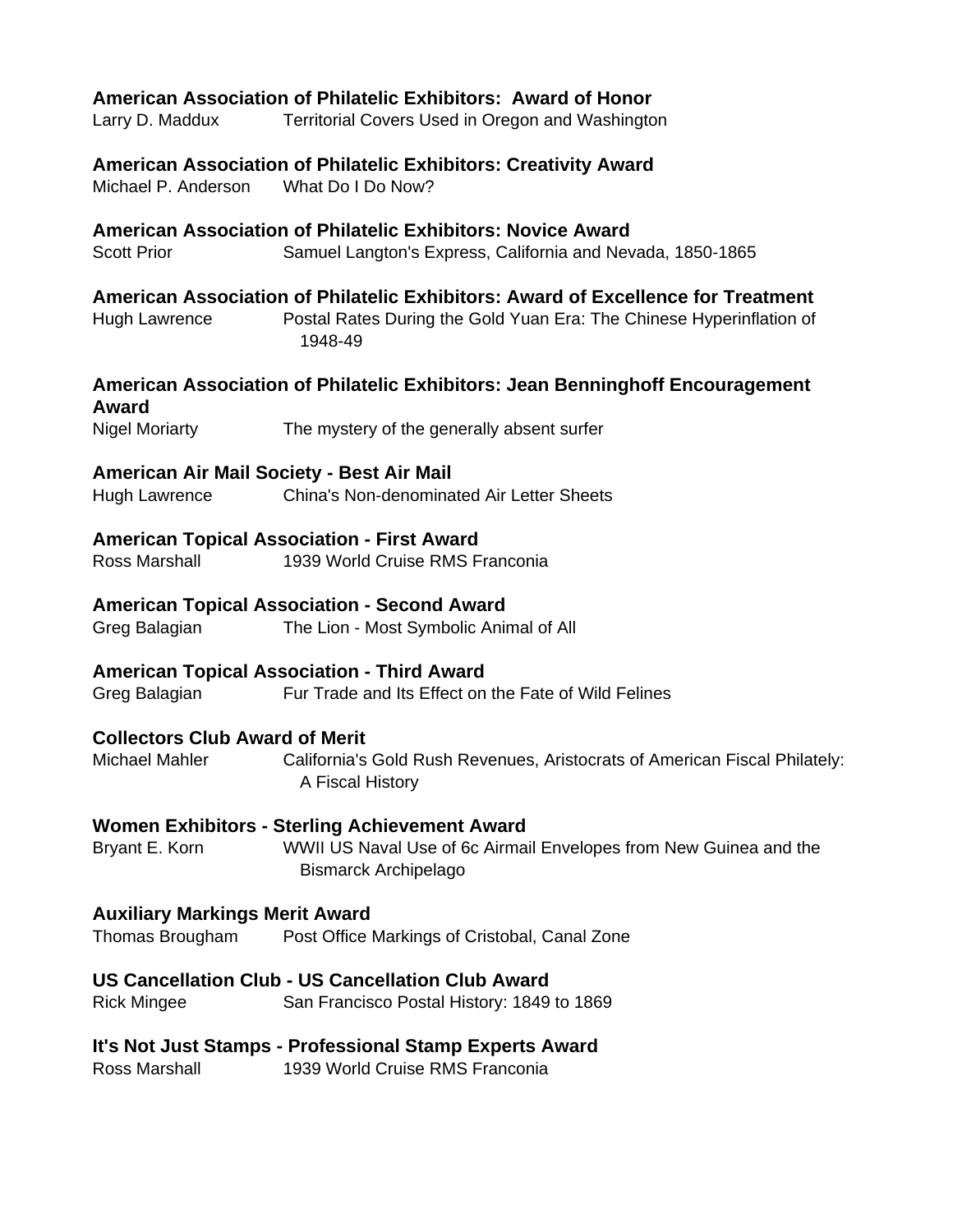**American Association of Philatelic Exhibitors: Award of Honor**
Larry D. Maddux Territorial Covers Used in Oregon and Washington

**American Association of Philatelic Exhibitors: Creativity Award**
Michael P. Anderson What Do I Do Now?

**American Association of Philatelic Exhibitors: Novice Award**
Scott Prior Samuel Langton's Express, California and Nevada, 1850-1865

**American Association of Philatelic Exhibitors: Award of Excellence for Treatment**
Hugh Lawrence Postal Rates During the Gold Yuan Era: The Chinese Hyperinflation of 1948-49

**American Association of Philatelic Exhibitors: Jean Benninghoff Encouragement Award**
Nigel Moriarty The mystery of the generally absent surfer

**American Air Mail Society - Best Air Mail**
Hugh Lawrence China's Non-denominated Air Letter Sheets

**American Topical Association - First Award**
Ross Marshall 1939 World Cruise RMS Franconia

**American Topical Association - Second Award**
Greg Balagian The Lion - Most Symbolic Animal of All

**American Topical Association - Third Award**
Greg Balagian Fur Trade and Its Effect on the Fate of Wild Felines

**Collectors Club Award of Merit**
Michael Mahler California's Gold Rush Revenues, Aristocrats of American Fiscal Philately: A Fiscal History

**Women Exhibitors - Sterling Achievement Award**
Bryant E. Korn WWII US Naval Use of 6c Airmail Envelopes from New Guinea and the Bismarck Archipelago

**Auxiliary Markings Merit Award**
Thomas Brougham Post Office Markings of Cristobal, Canal Zone

**US Cancellation Club - US Cancellation Club Award**
Rick Mingee San Francisco Postal History: 1849 to 1869

**It's Not Just Stamps - Professional Stamp Experts Award**
Ross Marshall 1939 World Cruise RMS Franconia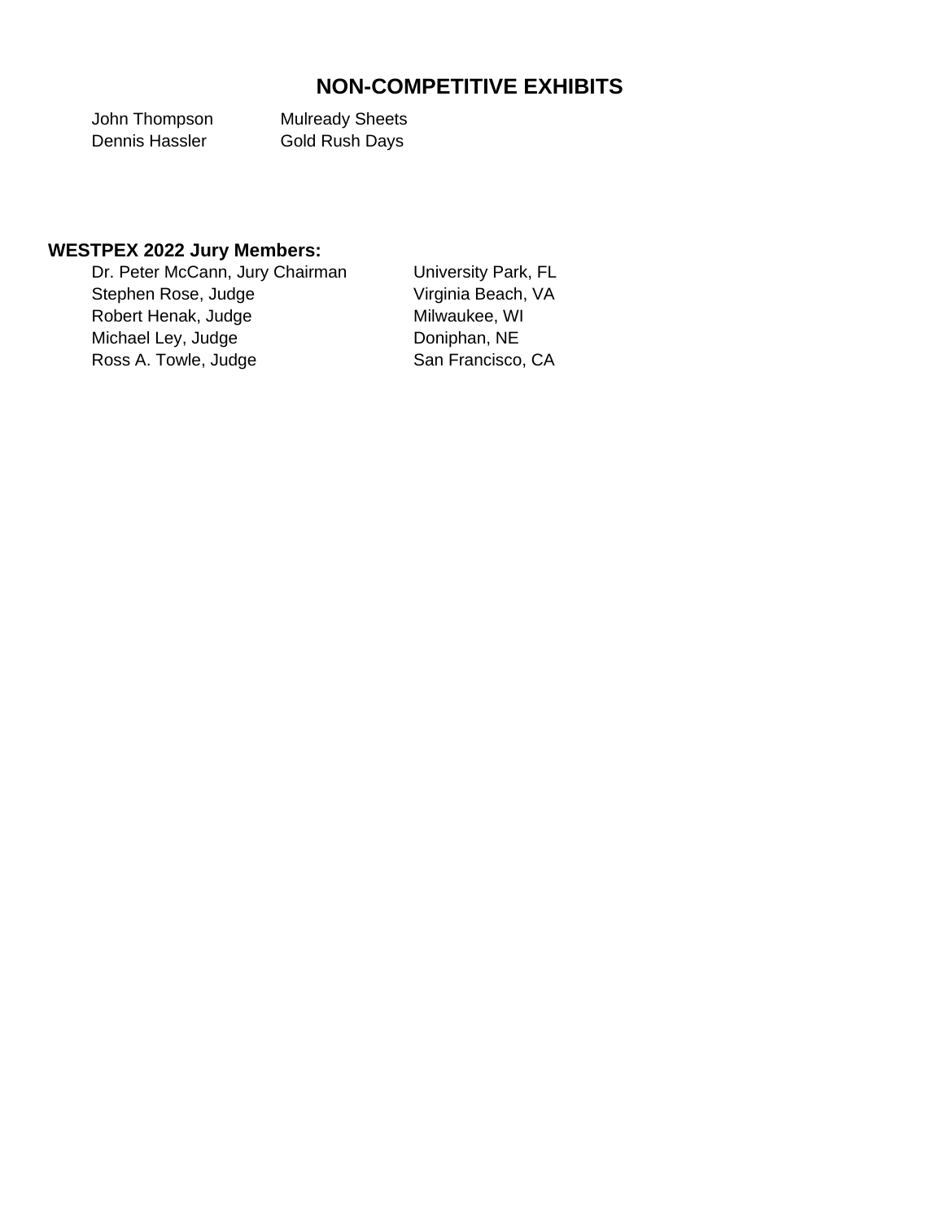## NON-COMPETITIVE EXHIBITS

| | |
|---|---|
| John Thompson | Mulready Sheets |
| Dennis Hassler | Gold Rush Days |

**WESTPEX 2022 Jury Members:**

| | |
|---|---|
| Dr. Peter McCann, Jury Chairman | University Park, FL |
| Stephen Rose, Judge | Virginia Beach, VA |
| Robert Henak, Judge | Milwaukee, WI |
| Michael Ley, Judge | Doniphan, NE |
| Ross A. Towle, Judge | San Francisco, CA |